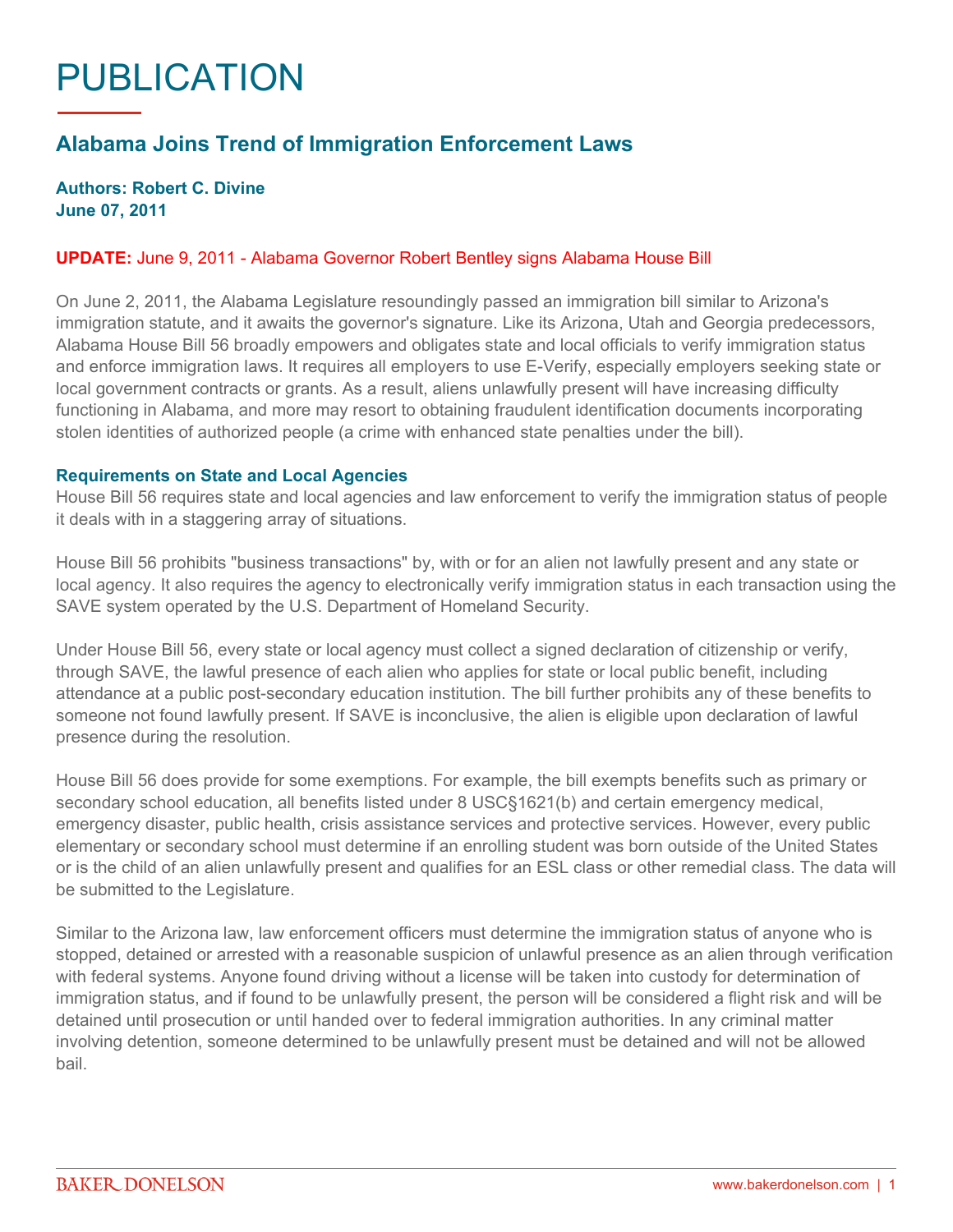# PUBLICATION

## Alabama Joins Trend of Immigration Enforcement Laws

**Authors: Robert C. Divine**
**June 07, 2011**

**UPDATE:** June 9, 2011 - Alabama Governor Robert Bentley signs Alabama House Bill

On June 2, 2011, the Alabama Legislature resoundingly passed an immigration bill similar to Arizona's immigration statute, and it awaits the governor's signature. Like its Arizona, Utah and Georgia predecessors, Alabama House Bill 56 broadly empowers and obligates state and local officials to verify immigration status and enforce immigration laws. It requires all employers to use E-Verify, especially employers seeking state or local government contracts or grants. As a result, aliens unlawfully present will have increasing difficulty functioning in Alabama, and more may resort to obtaining fraudulent identification documents incorporating stolen identities of authorized people (a crime with enhanced state penalties under the bill).

### Requirements on State and Local Agencies

House Bill 56 requires state and local agencies and law enforcement to verify the immigration status of people it deals with in a staggering array of situations.

House Bill 56 prohibits "business transactions" by, with or for an alien not lawfully present and any state or local agency. It also requires the agency to electronically verify immigration status in each transaction using the SAVE system operated by the U.S. Department of Homeland Security.

Under House Bill 56, every state or local agency must collect a signed declaration of citizenship or verify, through SAVE, the lawful presence of each alien who applies for state or local public benefit, including attendance at a public post-secondary education institution. The bill further prohibits any of these benefits to someone not found lawfully present. If SAVE is inconclusive, the alien is eligible upon declaration of lawful presence during the resolution.

House Bill 56 does provide for some exemptions. For example, the bill exempts benefits such as primary or secondary school education, all benefits listed under 8 USC§1621(b) and certain emergency medical, emergency disaster, public health, crisis assistance services and protective services. However, every public elementary or secondary school must determine if an enrolling student was born outside of the United States or is the child of an alien unlawfully present and qualifies for an ESL class or other remedial class. The data will be submitted to the Legislature.

Similar to the Arizona law, law enforcement officers must determine the immigration status of anyone who is stopped, detained or arrested with a reasonable suspicion of unlawful presence as an alien through verification with federal systems. Anyone found driving without a license will be taken into custody for determination of immigration status, and if found to be unlawfully present, the person will be considered a flight risk and will be detained until prosecution or until handed over to federal immigration authorities. In any criminal matter involving detention, someone determined to be unlawfully present must be detained and will not be allowed bail.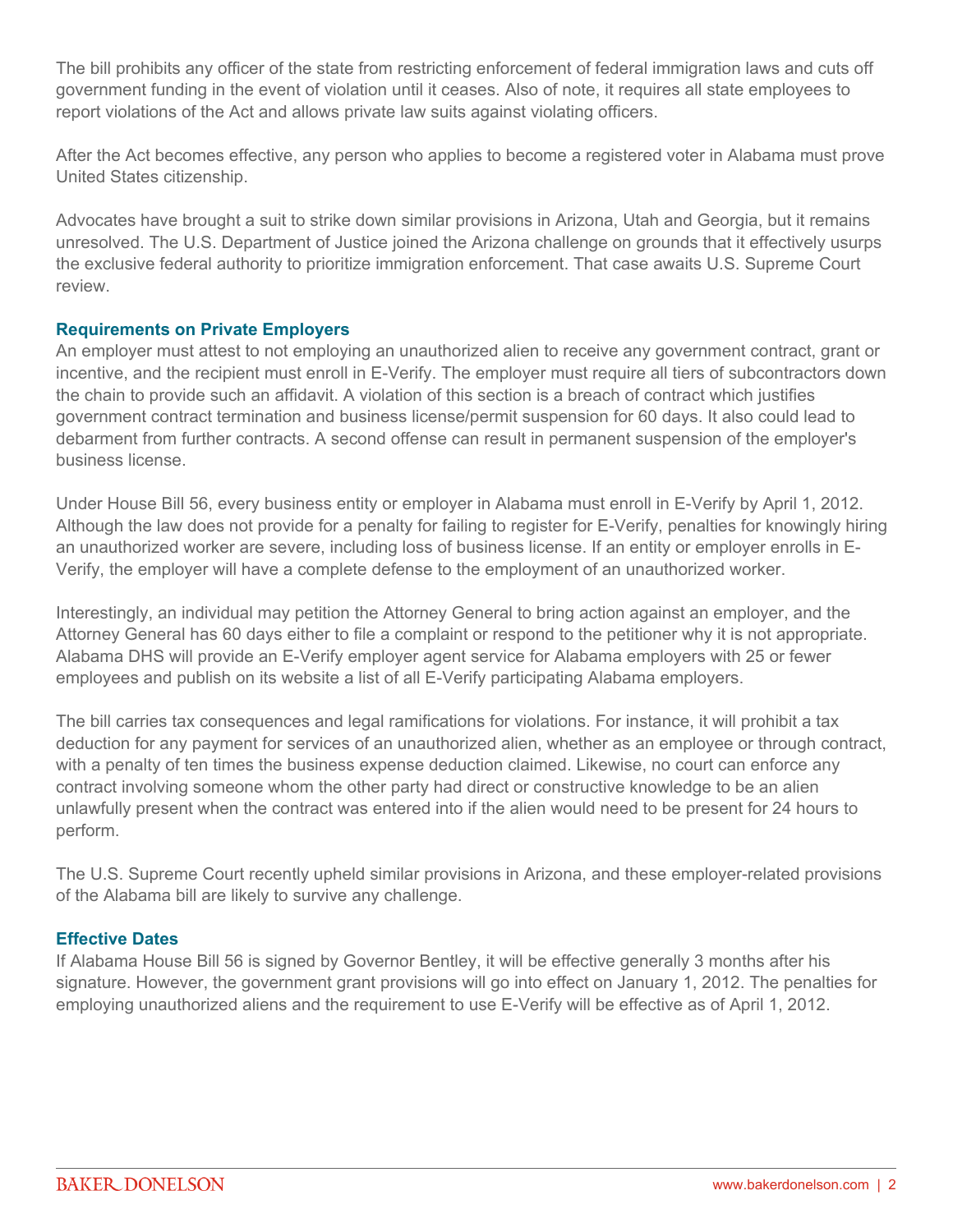The bill prohibits any officer of the state from restricting enforcement of federal immigration laws and cuts off government funding in the event of violation until it ceases. Also of note, it requires all state employees to report violations of the Act and allows private law suits against violating officers.

After the Act becomes effective, any person who applies to become a registered voter in Alabama must prove United States citizenship.

Advocates have brought a suit to strike down similar provisions in Arizona, Utah and Georgia, but it remains unresolved. The U.S. Department of Justice joined the Arizona challenge on grounds that it effectively usurps the exclusive federal authority to prioritize immigration enforcement. That case awaits U.S. Supreme Court review.

### Requirements on Private Employers

An employer must attest to not employing an unauthorized alien to receive any government contract, grant or incentive, and the recipient must enroll in E-Verify. The employer must require all tiers of subcontractors down the chain to provide such an affidavit. A violation of this section is a breach of contract which justifies government contract termination and business license/permit suspension for 60 days. It also could lead to debarment from further contracts. A second offense can result in permanent suspension of the employer's business license.

Under House Bill 56, every business entity or employer in Alabama must enroll in E-Verify by April 1, 2012. Although the law does not provide for a penalty for failing to register for E-Verify, penalties for knowingly hiring an unauthorized worker are severe, including loss of business license. If an entity or employer enrolls in E-Verify, the employer will have a complete defense to the employment of an unauthorized worker.

Interestingly, an individual may petition the Attorney General to bring action against an employer, and the Attorney General has 60 days either to file a complaint or respond to the petitioner why it is not appropriate. Alabama DHS will provide an E-Verify employer agent service for Alabama employers with 25 or fewer employees and publish on its website a list of all E-Verify participating Alabama employers.

The bill carries tax consequences and legal ramifications for violations. For instance, it will prohibit a tax deduction for any payment for services of an unauthorized alien, whether as an employee or through contract, with a penalty of ten times the business expense deduction claimed. Likewise, no court can enforce any contract involving someone whom the other party had direct or constructive knowledge to be an alien unlawfully present when the contract was entered into if the alien would need to be present for 24 hours to perform.

The U.S. Supreme Court recently upheld similar provisions in Arizona, and these employer-related provisions of the Alabama bill are likely to survive any challenge.

### Effective Dates

If Alabama House Bill 56 is signed by Governor Bentley, it will be effective generally 3 months after his signature. However, the government grant provisions will go into effect on January 1, 2012. The penalties for employing unauthorized aliens and the requirement to use E-Verify will be effective as of April 1, 2012.